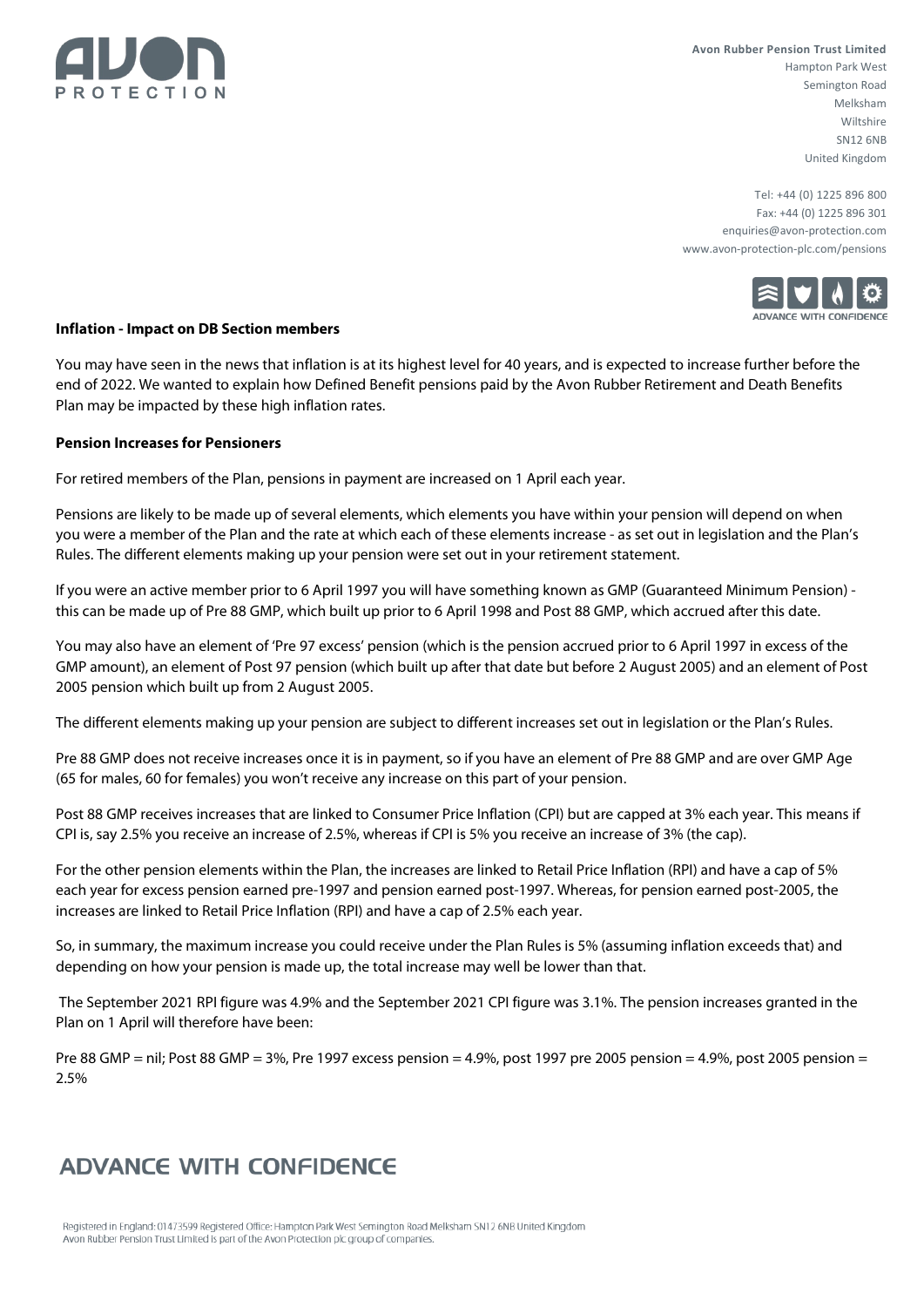**Avon Rubber Pension Trust Limited**
Hampton Park West
Semington Road
Melksham
Wiltshire
SN12 6NB
United Kingdom

Tel: +44 (0) 1225 896 800
Fax: +44 (0) 1225 896 301
enquiries@avon-protection.com
www.avon-protection-plc.com/pensions

**Inflation - Impact on DB Section members**

You may have seen in the news that inflation is at its highest level for 40 years, and is expected to increase further before the end of 2022. We wanted to explain how Defined Benefit pensions paid by the Avon Rubber Retirement and Death Benefits Plan may be impacted by these high inflation rates.

**Pension Increases for Pensioners**

For retired members of the Plan, pensions in payment are increased on 1 April each year.

Pensions are likely to be made up of several elements, which elements you have within your pension will depend on when you were a member of the Plan and the rate at which each of these elements increase - as set out in legislation and the Plan's Rules. The different elements making up your pension were set out in your retirement statement.

If you were an active member prior to 6 April 1997 you will have something known as GMP (Guaranteed Minimum Pension) - this can be made up of Pre 88 GMP, which built up prior to 6 April 1998 and Post 88 GMP, which accrued after this date.

You may also have an element of 'Pre 97 excess' pension (which is the pension accrued prior to 6 April 1997 in excess of the GMP amount), an element of Post 97 pension (which built up after that date but before 2 August 2005) and an element of Post 2005 pension which built up from 2 August 2005.

The different elements making up your pension are subject to different increases set out in legislation or the Plan's Rules.

Pre 88 GMP does not receive increases once it is in payment, so if you have an element of Pre 88 GMP and are over GMP Age (65 for males, 60 for females) you won't receive any increase on this part of your pension.

Post 88 GMP receives increases that are linked to Consumer Price Inflation (CPI) but are capped at 3% each year. This means if CPI is, say 2.5% you receive an increase of 2.5%, whereas if CPI is 5% you receive an increase of 3% (the cap).

For the other pension elements within the Plan, the increases are linked to Retail Price Inflation (RPI) and have a cap of 5% each year for excess pension earned pre-1997 and pension earned post-1997. Whereas, for pension earned post-2005, the increases are linked to Retail Price Inflation (RPI) and have a cap of 2.5% each year.

So, in summary, the maximum increase you could receive under the Plan Rules is 5% (assuming inflation exceeds that) and depending on how your pension is made up, the total increase may well be lower than that.

The September 2021 RPI figure was 4.9% and the September 2021 CPI figure was 3.1%. The pension increases granted in the Plan on 1 April will therefore have been:

Pre 88 GMP = nil; Post 88 GMP = 3%, Pre 1997 excess pension = 4.9%, post 1997 pre 2005 pension = 4.9%, post 2005 pension = 2.5%

ADVANCE WITH CONFIDENCE

Registered in England: 01473599 Registered Office: Hampton Park West Semington Road Melksham SN12 6NB United Kingdom
Avon Rubber Pension Trust Limited is part of the Avon Protection plc group of companies.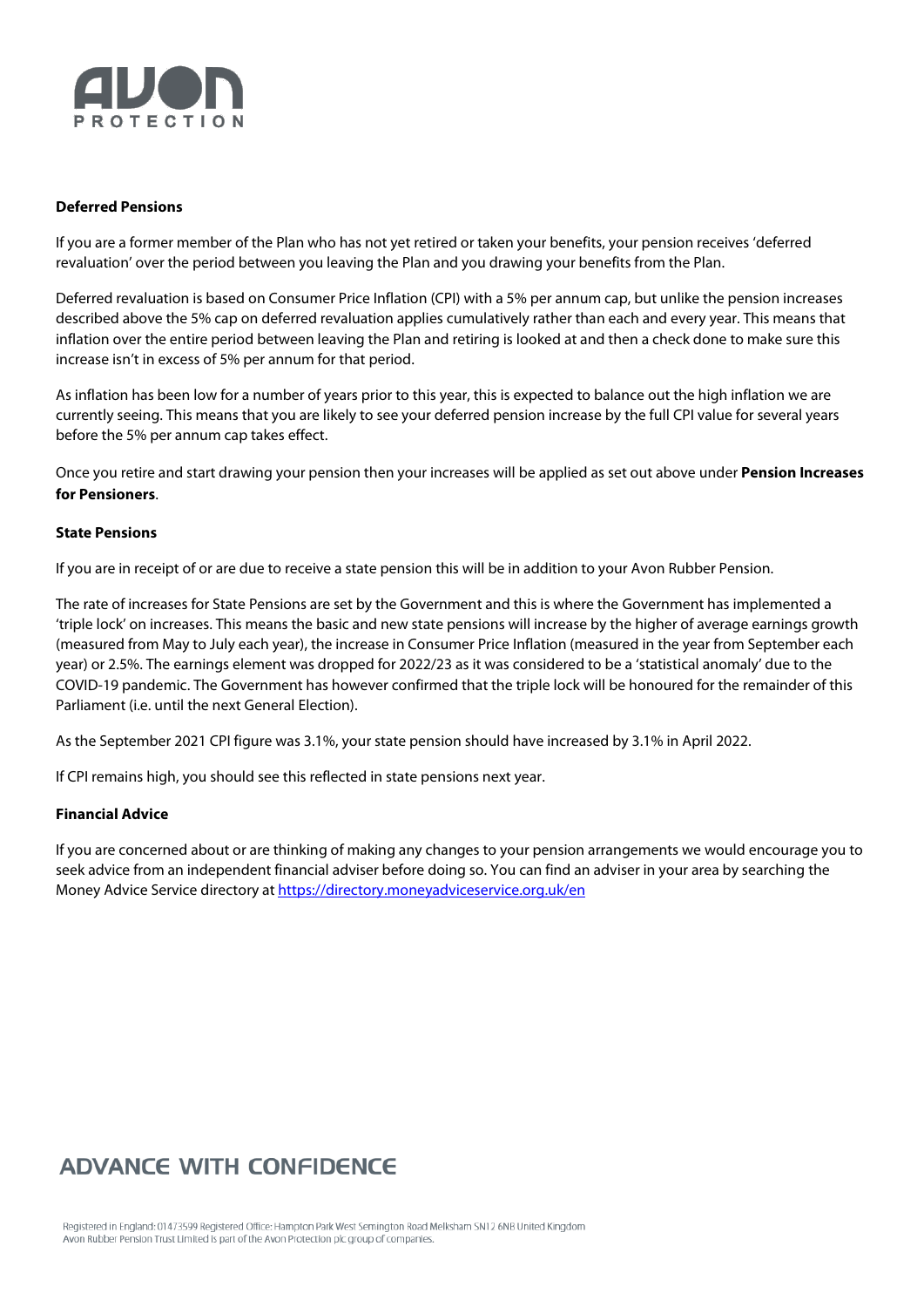### Deferred Pensions

If you are a former member of the Plan who has not yet retired or taken your benefits, your pension receives 'deferred revaluation' over the period between you leaving the Plan and you drawing your benefits from the Plan.

Deferred revaluation is based on Consumer Price Inflation (CPI) with a 5% per annum cap, but unlike the pension increases described above the 5% cap on deferred revaluation applies cumulatively rather than each and every year. This means that inflation over the entire period between leaving the Plan and retiring is looked at and then a check done to make sure this increase isn't in excess of 5% per annum for that period.

As inflation has been low for a number of years prior to this year, this is expected to balance out the high inflation we are currently seeing. This means that you are likely to see your deferred pension increase by the full CPI value for several years before the 5% per annum cap takes effect.

Once you retire and start drawing your pension then your increases will be applied as set out above under **Pension Increases for Pensioners**.

### State Pensions

If you are in receipt of or are due to receive a state pension this will be in addition to your Avon Rubber Pension.

The rate of increases for State Pensions are set by the Government and this is where the Government has implemented a 'triple lock' on increases. This means the basic and new state pensions will increase by the higher of average earnings growth (measured from May to July each year), the increase in Consumer Price Inflation (measured in the year from September each year) or 2.5%. The earnings element was dropped for 2022/23 as it was considered to be a 'statistical anomaly' due to the COVID-19 pandemic. The Government has however confirmed that the triple lock will be honoured for the remainder of this Parliament (i.e. until the next General Election).

As the September 2021 CPI figure was 3.1%, your state pension should have increased by 3.1% in April 2022.

If CPI remains high, you should see this reflected in state pensions next year.

### Financial Advice

If you are concerned about or are thinking of making any changes to your pension arrangements we would encourage you to seek advice from an independent financial adviser before doing so. You can find an adviser in your area by searching the Money Advice Service directory at [https://directory.moneyadviceservice.org.uk/en](https://directory.moneyadviceservice.org.uk/en)